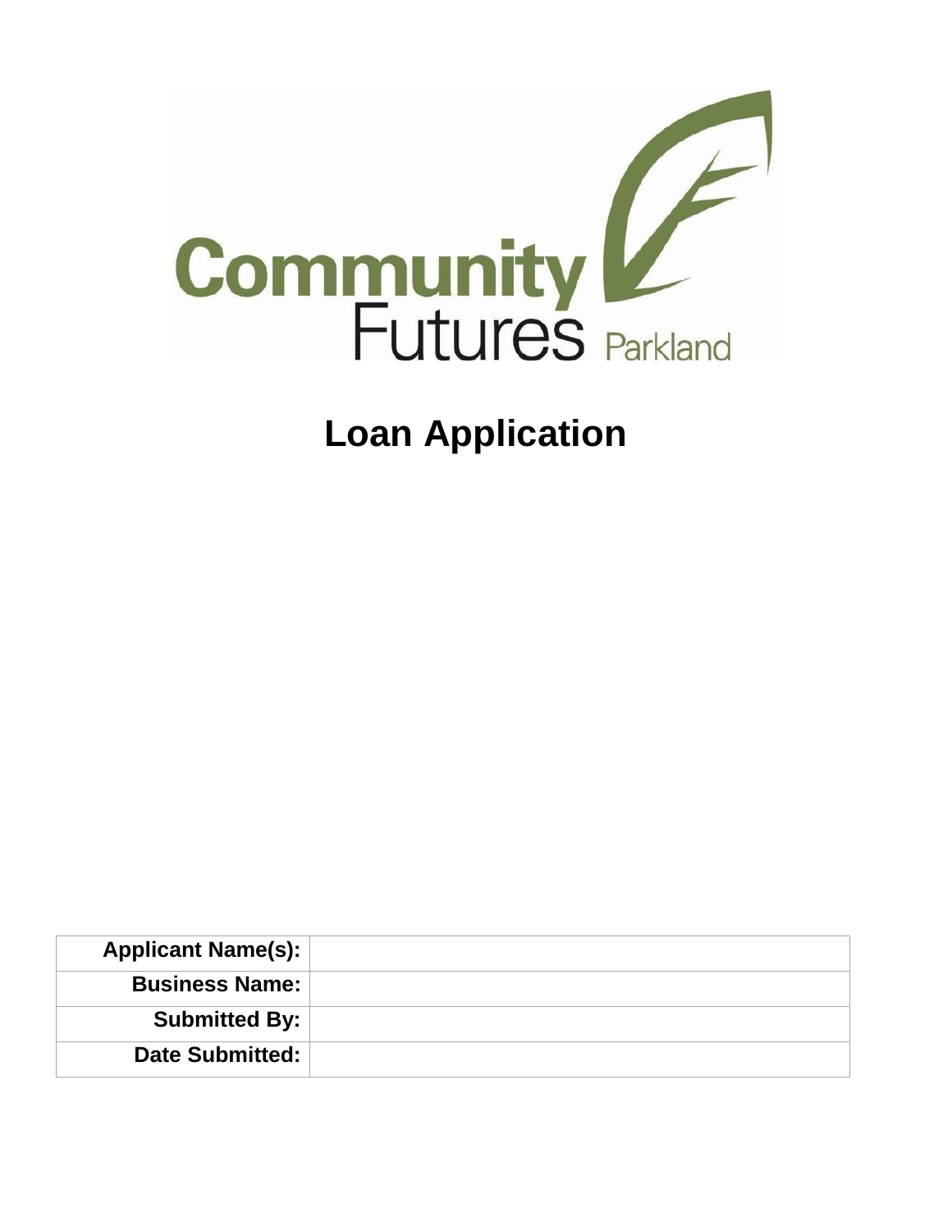Community Futures Parkland

# Loan Application

| Applicant Name(s): | |
|---|---|
| Business Name: | |
| Submitted By: | |
| Date Submitted: | |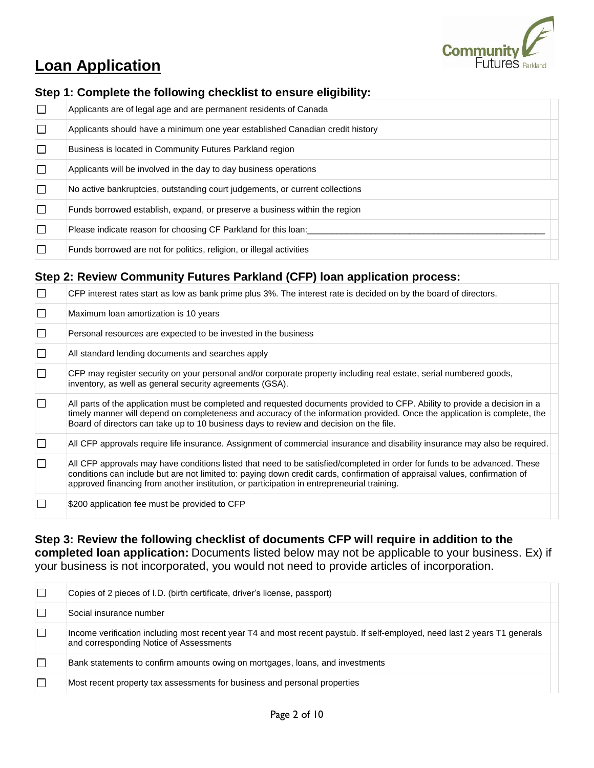# Loan Application

### Step 1: Complete the following checklist to ensure eligibility:

- [ ] Applicants are of legal age and are permanent residents of Canada
- [ ] Applicants should have a minimum one year established Canadian credit history
- [ ] Business is located in Community Futures Parkland region
- [ ] Applicants will be involved in the day to day business operations
- [ ] No active bankruptcies, outstanding court judgements, or current collections
- [ ] Funds borrowed establish, expand, or preserve a business within the region
- [ ] Please indicate reason for choosing CF Parkland for this loan:______________________________
- [ ] Funds borrowed are not for politics, religion, or illegal activities

### Step 2: Review Community Futures Parkland (CFP) loan application process:

- [ ] CFP interest rates start as low as bank prime plus 3%. The interest rate is decided on by the board of directors.
- [ ] Maximum loan amortization is 10 years
- [ ] Personal resources are expected to be invested in the business
- [ ] All standard lending documents and searches apply
- [ ] CFP may register security on your personal and/or corporate property including real estate, serial numbered goods, inventory, as well as general security agreements (GSA).
- [ ] All parts of the application must be completed and requested documents provided to CFP. Ability to provide a decision in a timely manner will depend on completeness and accuracy of the information provided. Once the application is complete, the Board of directors can take up to 10 business days to review and decision on the file.
- [ ] All CFP approvals require life insurance. Assignment of commercial insurance and disability insurance may also be required.
- [ ] All CFP approvals may have conditions listed that need to be satisfied/completed in order for funds to be advanced. These conditions can include but are not limited to: paying down credit cards, confirmation of appraisal values, confirmation of approved financing from another institution, or participation in entrepreneurial training.
- [ ] $200 application fee must be provided to CFP

### Step 3: Review the following checklist of documents CFP will require in addition to the completed loan application:

Documents listed below may not be applicable to your business. Ex) if your business is not incorporated, you would not need to provide articles of incorporation.

- [ ] Copies of 2 pieces of I.D. (birth certificate, driver's license, passport)
- [ ] Social insurance number
- [ ] Income verification including most recent year T4 and most recent paystub. If self-employed, need last 2 years T1 generals and corresponding Notice of Assessments
- [ ] Bank statements to confirm amounts owing on mortgages, loans, and investments
- [ ] Most recent property tax assessments for business and personal properties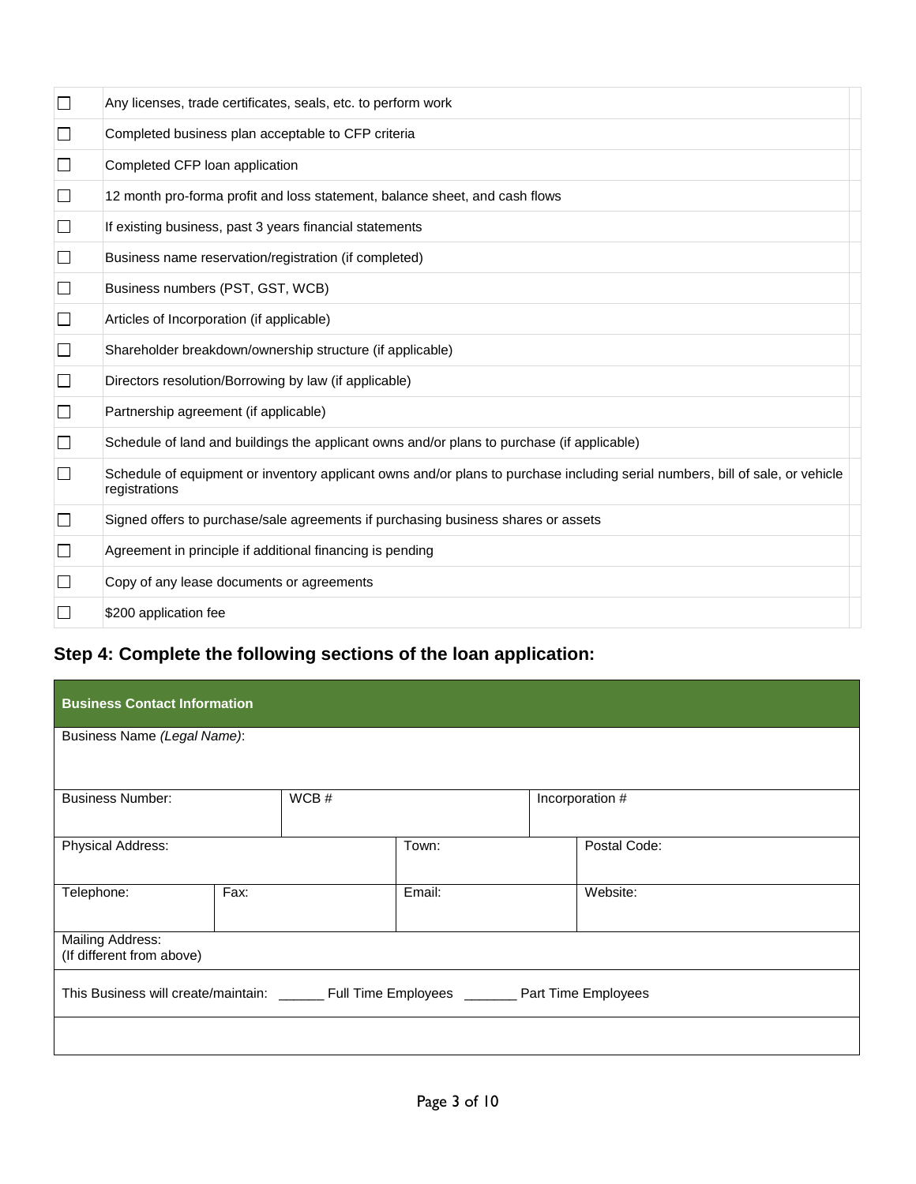| | |
|---|---|
| ☐ | Any licenses, trade certificates, seals, etc. to perform work |
| ☐ | Completed business plan acceptable to CFP criteria |
| ☐ | Completed CFP loan application |
| ☐ | 12 month pro-forma profit and loss statement, balance sheet, and cash flows |
| ☐ | If existing business, past 3 years financial statements |
| ☐ | Business name reservation/registration (if completed) |
| ☐ | Business numbers (PST, GST, WCB) |
| ☐ | Articles of Incorporation (if applicable) |
| ☐ | Shareholder breakdown/ownership structure (if applicable) |
| ☐ | Directors resolution/Borrowing by law (if applicable) |
| ☐ | Partnership agreement (if applicable) |
| ☐ | Schedule of land and buildings the applicant owns and/or plans to purchase (if applicable) |
| ☐ | Schedule of equipment or inventory applicant owns and/or plans to purchase including serial numbers, bill of sale, or vehicle registrations |
| ☐ | Signed offers to purchase/sale agreements if purchasing business shares or assets |
| ☐ | Agreement in principle if additional financing is pending |
| ☐ | Copy of any lease documents or agreements |
| ☐ | $200 application fee |

## Step 4: Complete the following sections of the loan application:

| **Business Contact Information** | | | |
|---|---|---|---|
| Business Name *(Legal Name)*: | | | |
| Business Number: | WCB # | Incorporation # | |
| Physical Address: | | Town: | Postal Code: |
| Telephone: | Fax: | Email: | Website: |
| Mailing Address: (If different from above) | | | |
| This Business will create/maintain: ______ Full Time Employees _______ Part Time Employees | | | |
| | | | |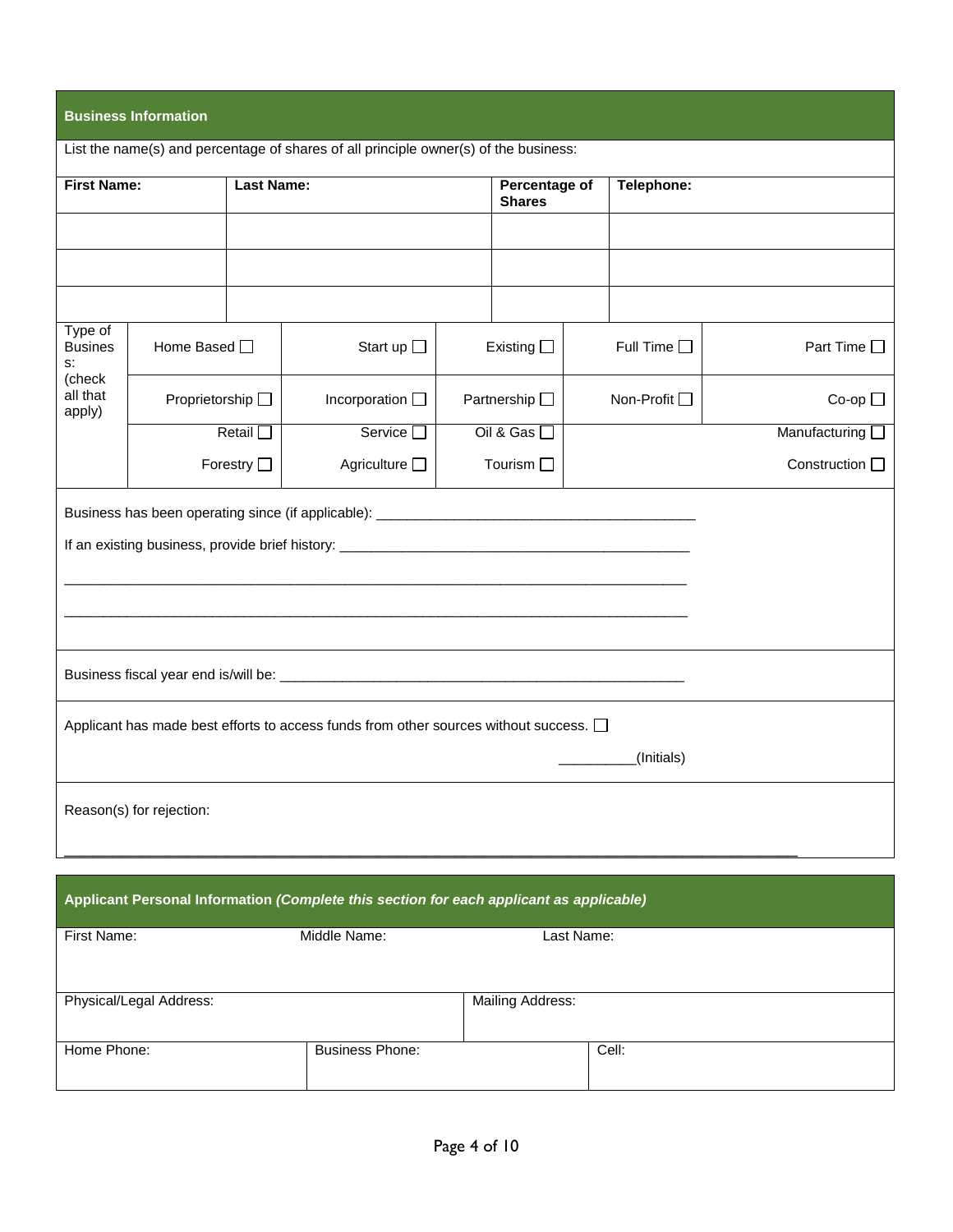## Business Information

List the name(s) and percentage of shares of all principle owner(s) of the business:

| First Name: | Last Name: | Percentage of Shares | Telephone: |
|---|---|---|---|
| | | | |
| | | | |
| | | | |

| Type of Business: (check all that apply) | | | | | |
|---|---|---|---|---|---|
| | Home Based ☐ | Start up ☐ | Existing ☐ | Full Time ☐ | Part Time ☐ |
| | Proprietorship ☐ | Incorporation ☐ | Partnership ☐ | Non-Profit ☐ | Co-op ☐ |
| | Retail ☐ | Service ☐ | Oil & Gas ☐ | | Manufacturing ☐ |
| | Forestry ☐ | Agriculture ☐ | Tourism ☐ | | Construction ☐ |

Business has been operating since (if applicable): ________________________________________

If an existing business, provide brief history: ______________________________________________

________________________________________________________________________________

________________________________________________________________________________

Business fiscal year end is/will be: ______________________________________________________

Applicant has made best efforts to access funds from other sources without success. ☐

__________(Initials)

Reason(s) for rejection:

________________________________________________________________________________________

## Applicant Personal Information *(Complete this section for each applicant as applicable)*

| First Name: | Middle Name: | Last Name: |
|---|---|---|
| | | |

| Physical/Legal Address: | Mailing Address: |
|---|---|
| | |

| Home Phone: | Business Phone: | Cell: |
|---|---|---|
| | | |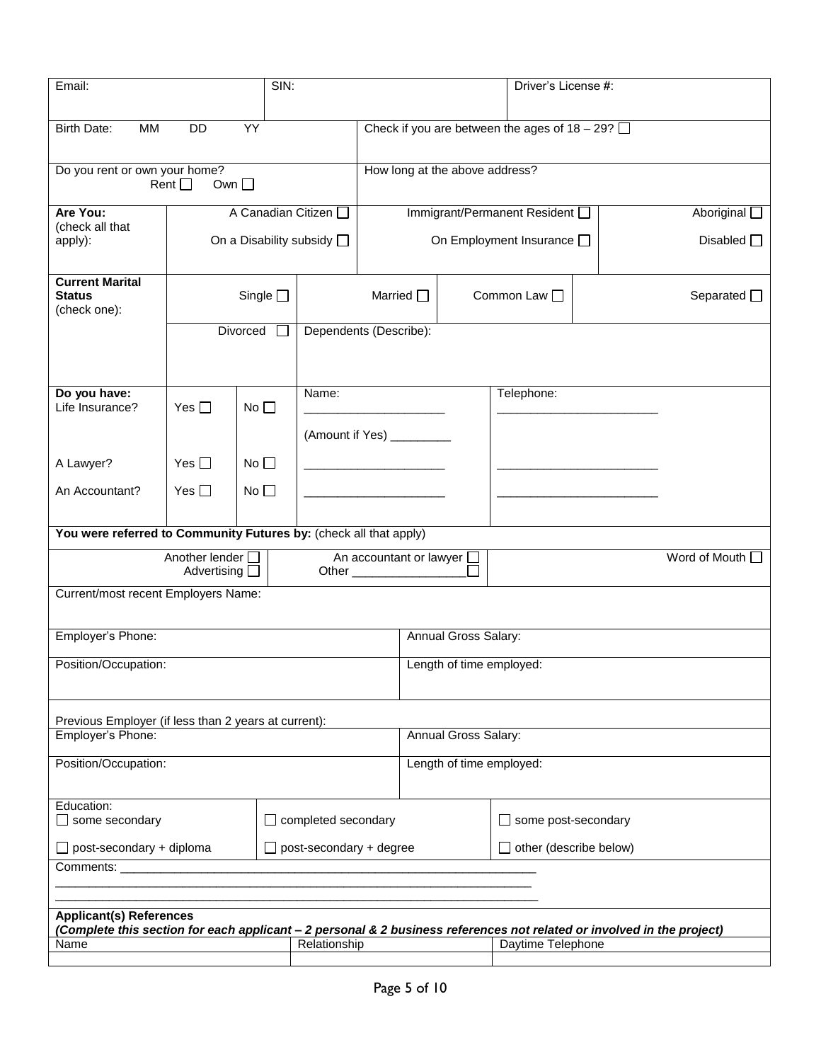| Email: | SIN: | Driver's License #: |
|---|---|---|

| Birth Date: MM DD YY | Check if you are between the ages of 18 – 29? ☐ |
|---|---|
| Do you rent or own your home? Rent ☐ Own ☐ | How long at the above address? |

| **Are You:** (check all that apply): | A Canadian Citizen ☐ | Immigrant/Permanent Resident ☐ | Aboriginal ☐ |
|---|---|---|---|
| | On a Disability subsidy ☐ | On Employment Insurance ☐ | Disabled ☐ |

| **Current Marital Status** (check one): | Single ☐ | Married ☐ | Common Law ☐ | Separated ☐ |
|---|---|---|---|---|
| | Divorced ☐ | Dependents (Describe): | | |

| **Do you have:** | | | Name: | Telephone: |
|---|---|---|---|---|
| Life Insurance? | Yes ☐ | No ☐ | ____________________ (Amount if Yes) _________ | ________________________ |
| A Lawyer? | Yes ☐ | No ☐ | ____________________ | ________________________ |
| An Accountant? | Yes ☐ | No ☐ | ____________________ | ________________________ |

**You were referred to Community Futures by:** (check all that apply)

| Another lender ☐ Advertising ☐ | An accountant or lawyer ☐ Other _________________ ☐ | Word of Mouth ☐ |
|---|---|---|

| Current/most recent Employers Name: | |
|---|---|
| Employer's Phone: | Annual Gross Salary: |
| Position/Occupation: | Length of time employed: |

| Previous Employer (if less than 2 years at current): | |
|---|---|
| Employer's Phone: | Annual Gross Salary: |
| Position/Occupation: | Length of time employed: |

Education:

| | | |
|---|---|---|
| ☐ some secondary | ☐ completed secondary | ☐ some post-secondary |
| ☐ post-secondary + diploma | ☐ post-secondary + degree | ☐ other (describe below) |

Comments: ______________________________________________________________
________________________________________________________________________
________________________________________________________________________

**Applicant(s) References**
***(Complete this section for each applicant – 2 personal & 2 business references not related or involved in the project)***

| Name | Relationship | Daytime Telephone |
|---|---|---|
| | | |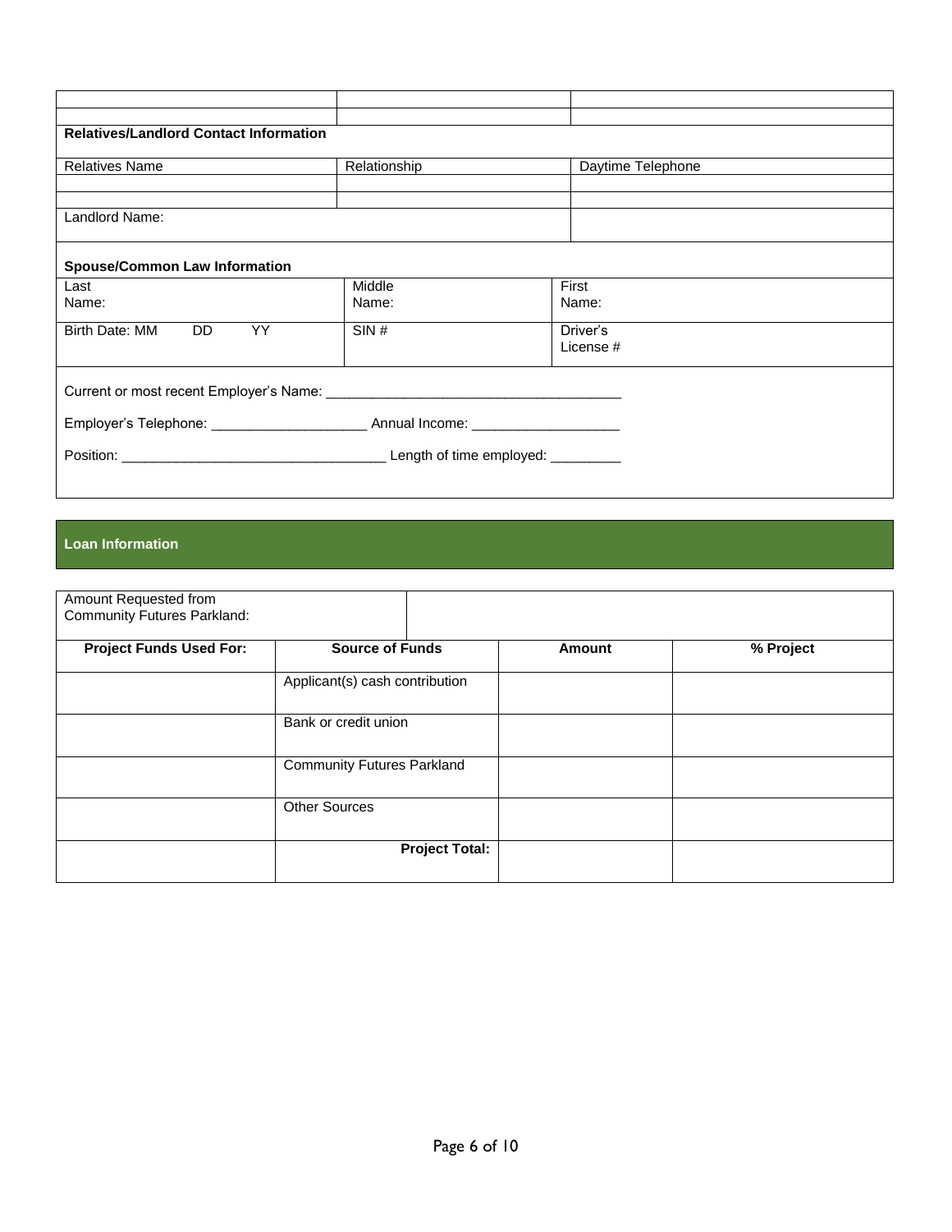| | | |
|---|---|---|
| | | |
| | | |

**Relatives/Landlord Contact Information**

| Relatives Name | Relationship | Daytime Telephone |
|---|---|---|
| | | |
| | | |
| Landlord Name: | | |

**Spouse/Common Law Information**

| Last Name: | Middle Name: | First Name: |
|---|---|---|
| Birth Date: MM DD YY | SIN # | Driver's License # |

Current or most recent Employer's Name: _______________________________________

Employer's Telephone: ____________________ Annual Income: ___________________

Position: __________________________________ Length of time employed: _________

## Loan Information

| Amount Requested from Community Futures Parkland: | | | |
|---|---|---|---|
| **Project Funds Used For:** | **Source of Funds** | **Amount** | **% Project** |
| | Applicant(s) cash contribution | | |
| | Bank or credit union | | |
| | Community Futures Parkland | | |
| | Other Sources | | |
| | **Project Total:** | | |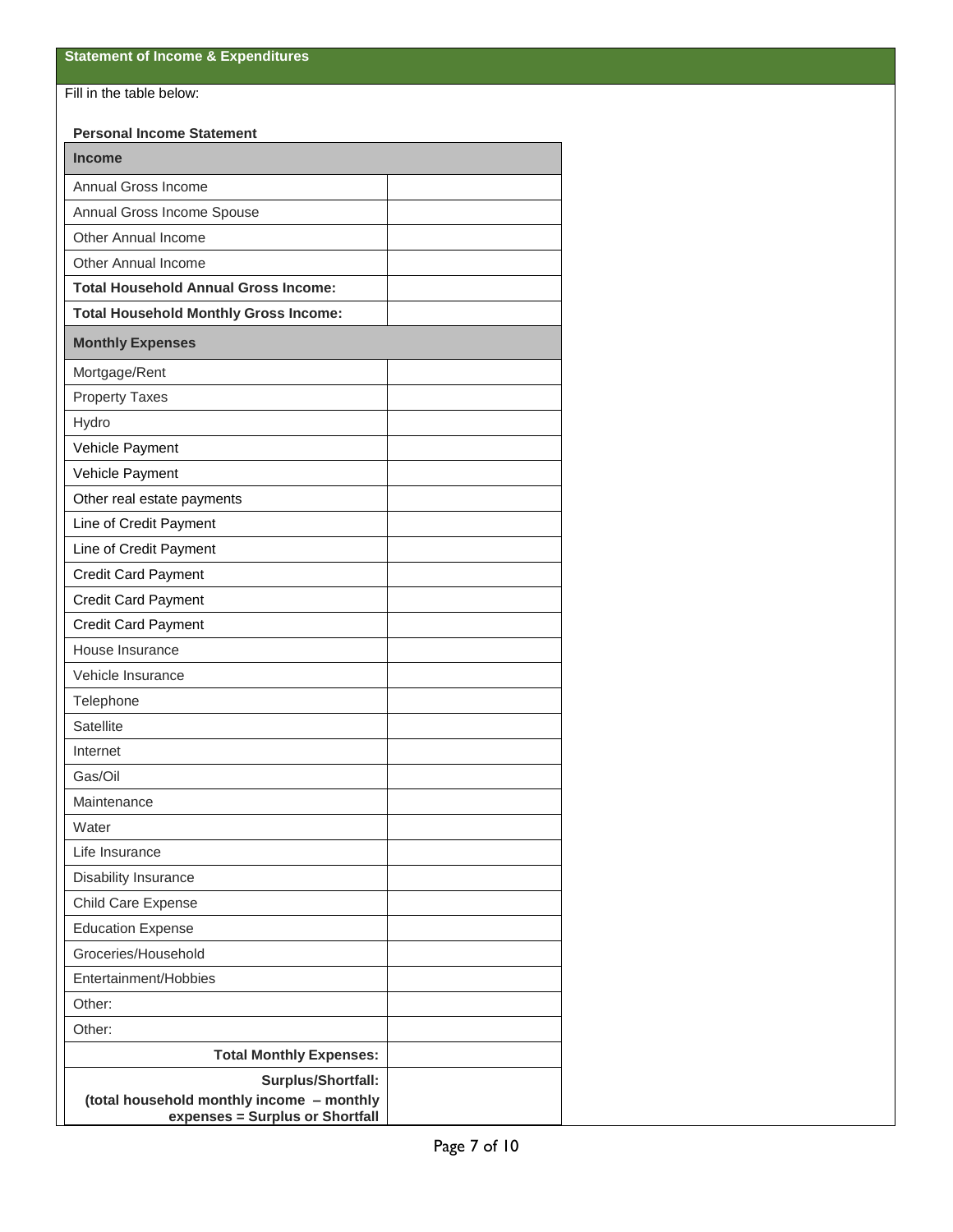## Statement of Income & Expenditures

Fill in the table below:

**Personal Income Statement**

| **Income** | |
|---|---|
| Annual Gross Income | |
| Annual Gross Income Spouse | |
| Other Annual Income | |
| Other Annual Income | |
| **Total Household Annual Gross Income:** | |
| **Total Household Monthly Gross Income:** | |
| **Monthly Expenses** | |
| Mortgage/Rent | |
| Property Taxes | |
| Hydro | |
| Vehicle Payment | |
| Vehicle Payment | |
| Other real estate payments | |
| Line of Credit Payment | |
| Line of Credit Payment | |
| Credit Card Payment | |
| Credit Card Payment | |
| Credit Card Payment | |
| House Insurance | |
| Vehicle Insurance | |
| Telephone | |
| Satellite | |
| Internet | |
| Gas/Oil | |
| Maintenance | |
| Water | |
| Life Insurance | |
| Disability Insurance | |
| Child Care Expense | |
| Education Expense | |
| Groceries/Household | |
| Entertainment/Hobbies | |
| Other: | |
| Other: | |
| **Total Monthly Expenses:** | |
| **Surplus/Shortfall: (total household monthly income – monthly expenses = Surplus or Shortfall** | |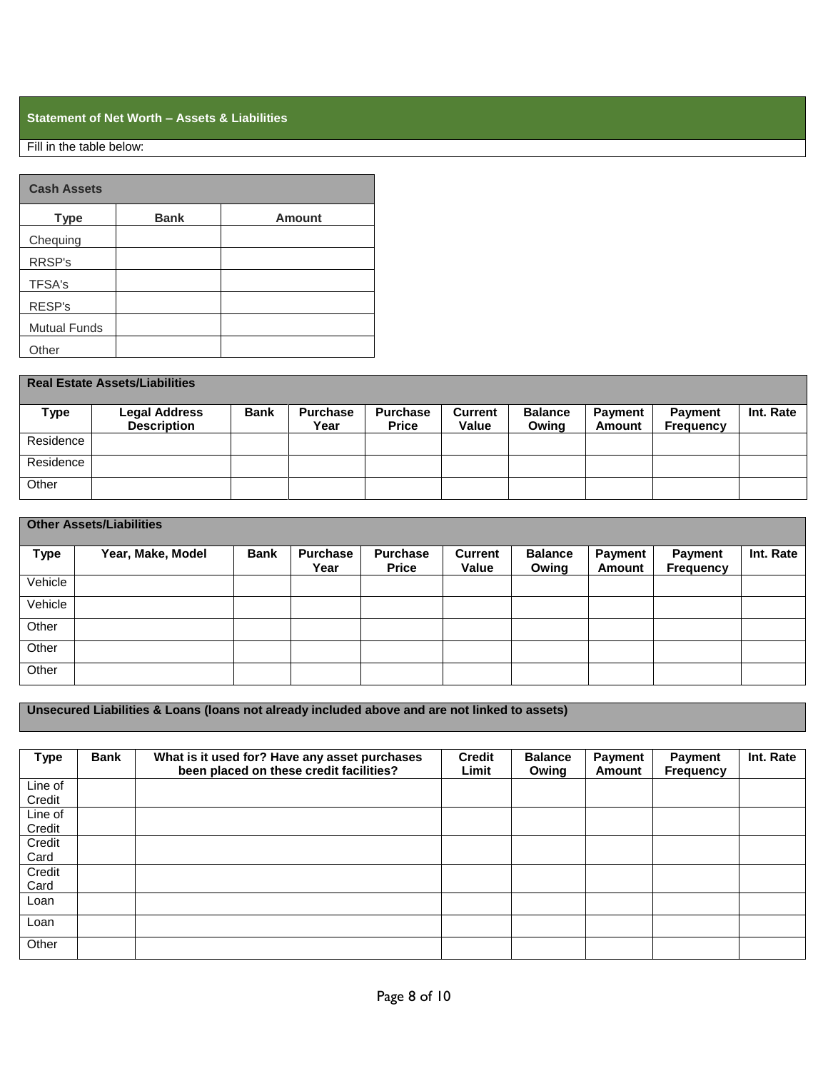## Statement of Net Worth – Assets & Liabilities

Fill in the table below:

| Cash Assets | | |
|---|---|---|
| **Type** | **Bank** | **Amount** |
| Chequing | | |
| RRSP's | | |
| TFSA's | | |
| RESP's | | |
| Mutual Funds | | |
| Other | | |

**Real Estate Assets/Liabilities**

| Type | Legal Address Description | Bank | Purchase Year | Purchase Price | Current Value | Balance Owing | Payment Amount | Payment Frequency | Int. Rate |
|---|---|---|---|---|---|---|---|---|---|
| Residence | | | | | | | | | |
| Residence | | | | | | | | | |
| Other | | | | | | | | | |

**Other Assets/Liabilities**

| Type | Year, Make, Model | Bank | Purchase Year | Purchase Price | Current Value | Balance Owing | Payment Amount | Payment Frequency | Int. Rate |
|---|---|---|---|---|---|---|---|---|---|
| Vehicle | | | | | | | | | |
| Vehicle | | | | | | | | | |
| Other | | | | | | | | | |
| Other | | | | | | | | | |
| Other | | | | | | | | | |

**Unsecured Liabilities & Loans (loans not already included above and are not linked to assets)**

| Type | Bank | What is it used for? Have any asset purchases been placed on these credit facilities? | Credit Limit | Balance Owing | Payment Amount | Payment Frequency | Int. Rate |
|---|---|---|---|---|---|---|---|
| Line of Credit | | | | | | | |
| Line of Credit | | | | | | | |
| Credit Card | | | | | | | |
| Credit Card | | | | | | | |
| Loan | | | | | | | |
| Loan | | | | | | | |
| Other | | | | | | | |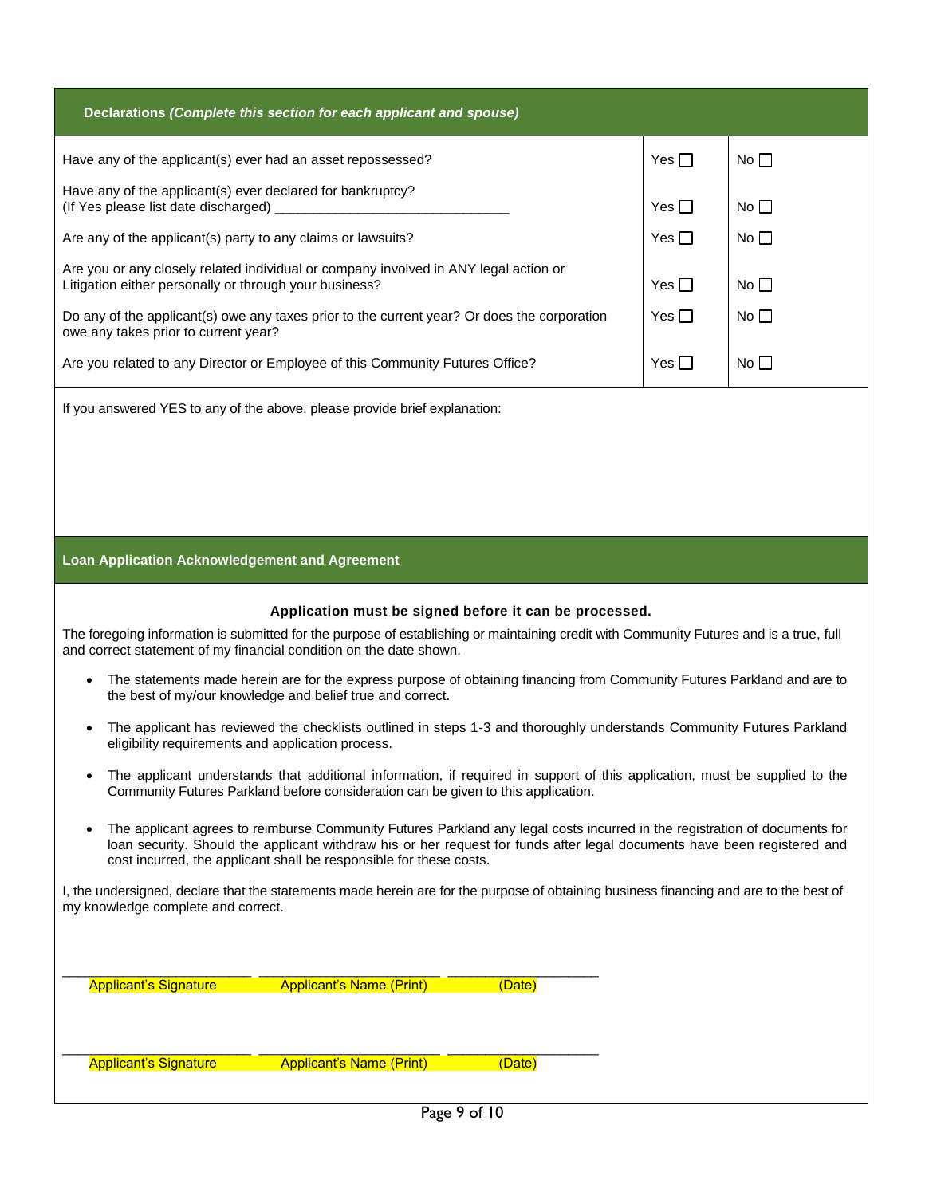## Declarations *(Complete this section for each applicant and spouse)*

| Question | Yes | No |
|---|---|---|
| Have any of the applicant(s) ever had an asset repossessed? | Yes ☐ | No ☐ |
| Have any of the applicant(s) ever declared for bankruptcy? (If Yes please list date discharged) ______________________________ | Yes ☐ | No ☐ |
| Are any of the applicant(s) party to any claims or lawsuits? | Yes ☐ | No ☐ |
| Are you or any closely related individual or company involved in ANY legal action or Litigation either personally or through your business? | Yes ☐ | No ☐ |
| Do any of the applicant(s) owe any taxes prior to the current year? Or does the corporation owe any takes prior to current year? | Yes ☐ | No ☐ |
| Are you related to any Director or Employee of this Community Futures Office? | Yes ☐ | No ☐ |

If you answered YES to any of the above, please provide brief explanation:

## Loan Application Acknowledgement and Agreement

**Application must be signed before it can be processed.**

The foregoing information is submitted for the purpose of establishing or maintaining credit with Community Futures and is a true, full and correct statement of my financial condition on the date shown.

- The statements made herein are for the express purpose of obtaining financing from Community Futures Parkland and are to the best of my/our knowledge and belief true and correct.
- The applicant has reviewed the checklists outlined in steps 1-3 and thoroughly understands Community Futures Parkland eligibility requirements and application process.
- The applicant understands that additional information, if required in support of this application, must be supplied to the Community Futures Parkland before consideration can be given to this application.
- The applicant agrees to reimburse Community Futures Parkland any legal costs incurred in the registration of documents for loan security. Should the applicant withdraw his or her request for funds after legal documents have been registered and cost incurred, the applicant shall be responsible for these costs.

I, the undersigned, declare that the statements made herein are for the purpose of obtaining business financing and are to the best of my knowledge complete and correct.

______________________ ______________________ ________________
Applicant's Signature Applicant's Name (Print) (Date)

______________________ ______________________ ________________
Applicant's Signature Applicant's Name (Print) (Date)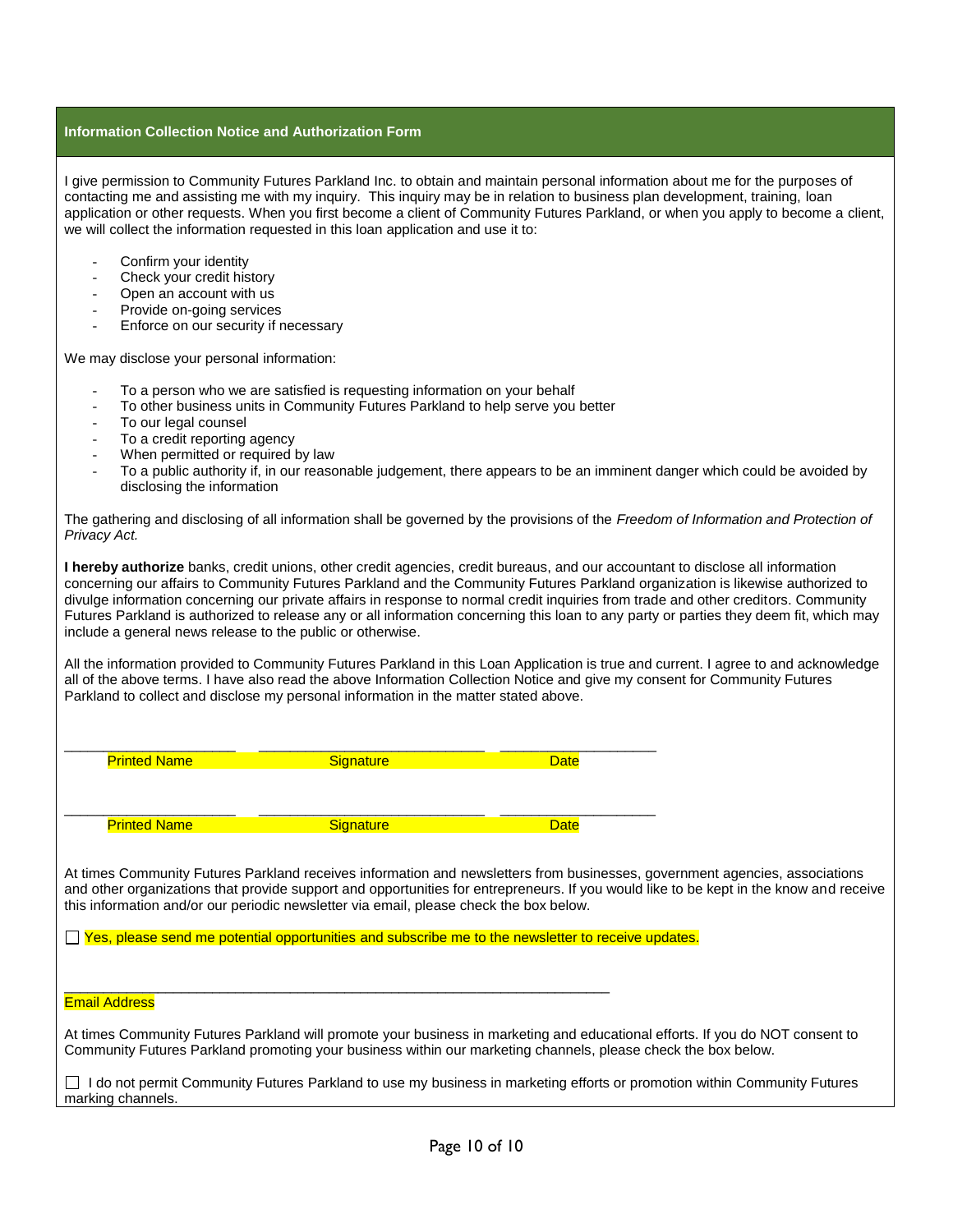## Information Collection Notice and Authorization Form

I give permission to Community Futures Parkland Inc. to obtain and maintain personal information about me for the purposes of contacting me and assisting me with my inquiry. This inquiry may be in relation to business plan development, training, loan application or other requests. When you first become a client of Community Futures Parkland, or when you apply to become a client, we will collect the information requested in this loan application and use it to:

- Confirm your identity
- Check your credit history
- Open an account with us
- Provide on-going services
- Enforce on our security if necessary

We may disclose your personal information:

- To a person who we are satisfied is requesting information on your behalf
- To other business units in Community Futures Parkland to help serve you better
- To our legal counsel
- To a credit reporting agency
- When permitted or required by law
- To a public authority if, in our reasonable judgement, there appears to be an imminent danger which could be avoided by disclosing the information

The gathering and disclosing of all information shall be governed by the provisions of the *Freedom of Information and Protection of Privacy Act.*

**I hereby authorize** banks, credit unions, other credit agencies, credit bureaus, and our accountant to disclose all information concerning our affairs to Community Futures Parkland and the Community Futures Parkland organization is likewise authorized to divulge information concerning our private affairs in response to normal credit inquiries from trade and other creditors. Community Futures Parkland is authorized to release any or all information concerning this loan to any party or parties they deem fit, which may include a general news release to the public or otherwise.

All the information provided to Community Futures Parkland in this Loan Application is true and current. I agree to and acknowledge all of the above terms. I have also read the above Information Collection Notice and give my consent for Community Futures Parkland to collect and disclose my personal information in the matter stated above.

______________________ ______________________________ ____________________
Printed Name Signature Date

______________________ ______________________________ ____________________
Printed Name Signature Date

At times Community Futures Parkland receives information and newsletters from businesses, government agencies, associations and other organizations that provide support and opportunities for entrepreneurs. If you would like to be kept in the know and receive this information and/or our periodic newsletter via email, please check the box below.

☐ Yes, please send me potential opportunities and subscribe me to the newsletter to receive updates.

______________________________________________________________________
Email Address

At times Community Futures Parkland will promote your business in marketing and educational efforts. If you do NOT consent to Community Futures Parkland promoting your business within our marketing channels, please check the box below.

☐ I do not permit Community Futures Parkland to use my business in marketing efforts or promotion within Community Futures marking channels.